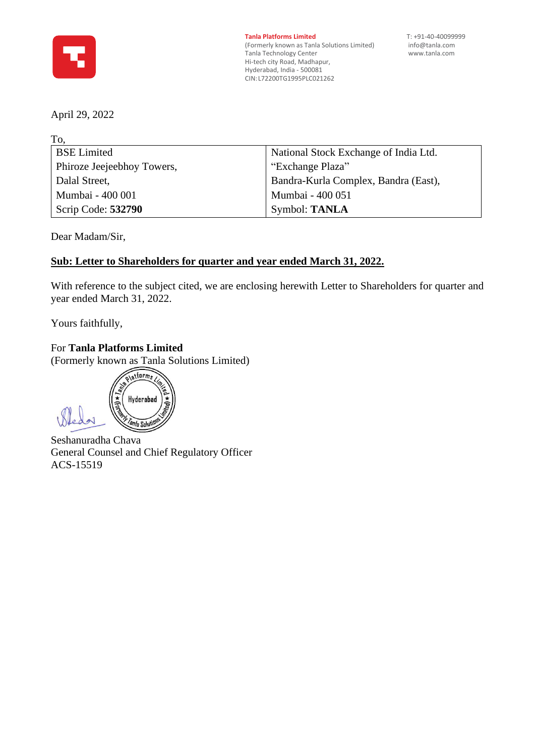**Tanla Platforms Limited**
(Formerly known as Tanla Solutions Limited)
Tanla Technology Center
Hi-tech city Road, Madhapur,
Hyderabad, India - 500081
CIN: L72200TG1995PLC021262

T: +91-40-40099999
info@tanla.com
www.tanla.com

April 29, 2022

To,

| BSE Limited | National Stock Exchange of India Ltd. |
|---|---|
| Phiroze Jeejeebhoy Towers, | "Exchange Plaza" |
| Dalal Street, | Bandra-Kurla Complex, Bandra (East), |
| Mumbai - 400 001 | Mumbai - 400 051 |
| Scrip Code: **532790** | Symbol: **TANLA** |

Dear Madam/Sir,

**Sub: Letter to Shareholders for quarter and year ended March 31, 2022.**

With reference to the subject cited, we are enclosing herewith Letter to Shareholders for quarter and year ended March 31, 2022.

Yours faithfully,

For **Tanla Platforms Limited**
(Formerly known as Tanla Solutions Limited)

Seshanuradha Chava
General Counsel and Chief Regulatory Officer
ACS-15519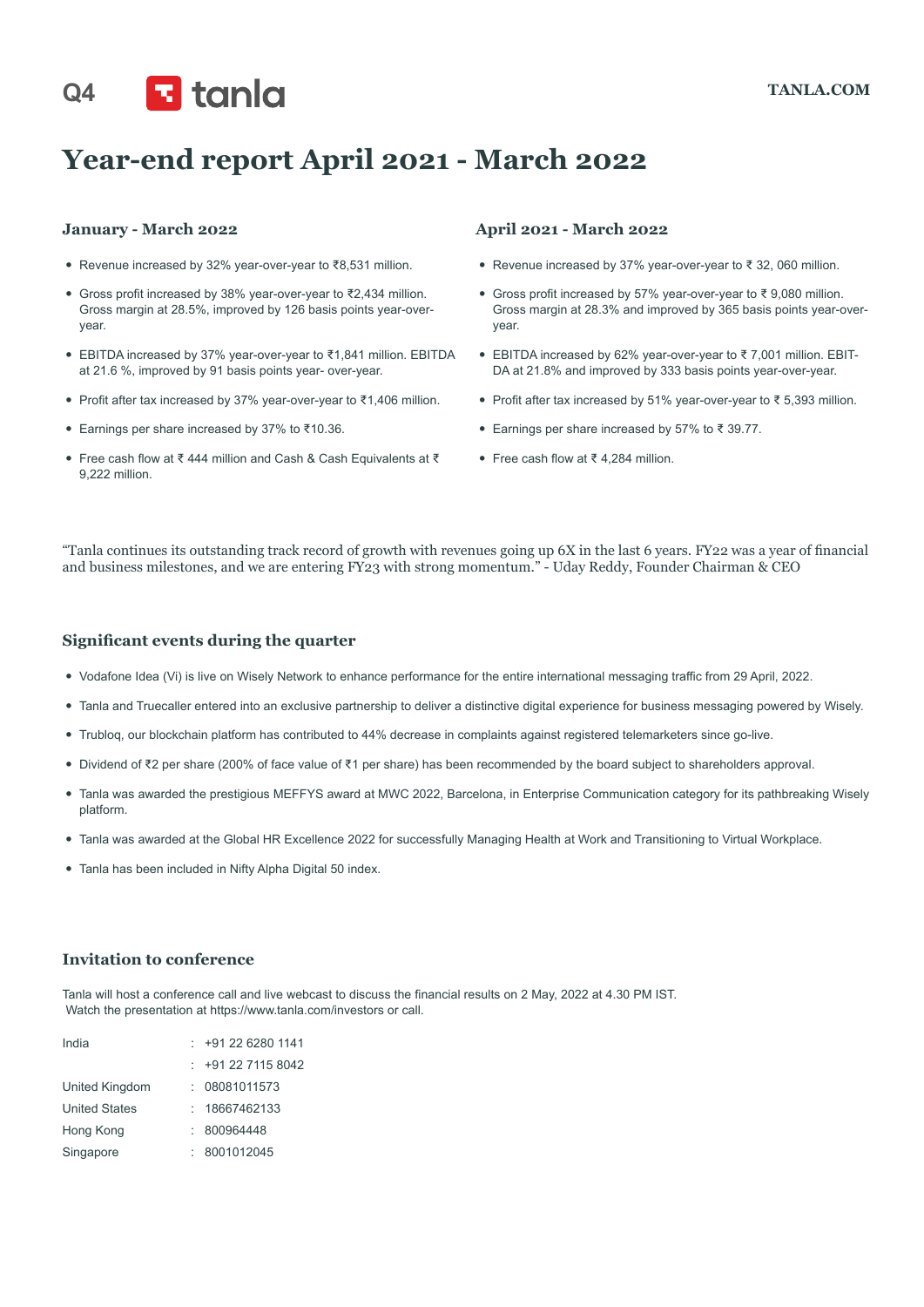Q4 tanla

TANLA.COM

# Year-end report April 2021 - March 2022

### January - March 2022

- Revenue increased by 32% year-over-year to ₹8,531 million.
- Gross profit increased by 38% year-over-year to ₹2,434 million. Gross margin at 28.5%, improved by 126 basis points year-over-year.
- EBITDA increased by 37% year-over-year to ₹1,841 million. EBITDA at 21.6 %, improved by 91 basis points year- over-year.
- Profit after tax increased by 37% year-over-year to ₹1,406 million.
- Earnings per share increased by 37% to ₹10.36.
- Free cash flow at ₹ 444 million and Cash & Cash Equivalents at ₹ 9,222 million.

### April 2021 - March 2022

- Revenue increased by 37% year-over-year to ₹ 32, 060 million.
- Gross profit increased by 57% year-over-year to ₹ 9,080 million. Gross margin at 28.3% and improved by 365 basis points year-over-year.
- EBITDA increased by 62% year-over-year to ₹ 7,001 million. EBIT-DA at 21.8% and improved by 333 basis points year-over-year.
- Profit after tax increased by 51% year-over-year to ₹ 5,393 million.
- Earnings per share increased by 57% to ₹ 39.77.
- Free cash flow at ₹ 4,284 million.

“Tanla continues its outstanding track record of growth with revenues going up 6X in the last 6 years. FY22 was a year of financial and business milestones, and we are entering FY23 with strong momentum.” - Uday Reddy, Founder Chairman & CEO

### Significant events during the quarter

- Vodafone Idea (Vi) is live on Wisely Network to enhance performance for the entire international messaging traffic from 29 April, 2022.
- Tanla and Truecaller entered into an exclusive partnership to deliver a distinctive digital experience for business messaging powered by Wisely.
- Trubloq, our blockchain platform has contributed to 44% decrease in complaints against registered telemarketers since go-live.
- Dividend of ₹2 per share (200% of face value of ₹1 per share) has been recommended by the board subject to shareholders approval.
- Tanla was awarded the prestigious MEFFYS award at MWC 2022, Barcelona, in Enterprise Communication category for its pathbreaking Wisely platform.
- Tanla was awarded at the Global HR Excellence 2022 for successfully Managing Health at Work and Transitioning to Virtual Workplace.
- Tanla has been included in Nifty Alpha Digital 50 index.

### Invitation to conference

Tanla will host a conference call and live webcast to discuss the financial results on 2 May, 2022 at 4.30 PM IST. Watch the presentation at https://www.tanla.com/investors or call.

| | |
|---|---|
| India | : +91 22 6280 1141 |
| | : +91 22 7115 8042 |
| United Kingdom | : 08081011573 |
| United States | : 18667462133 |
| Hong Kong | : 800964448 |
| Singapore | : 8001012045 |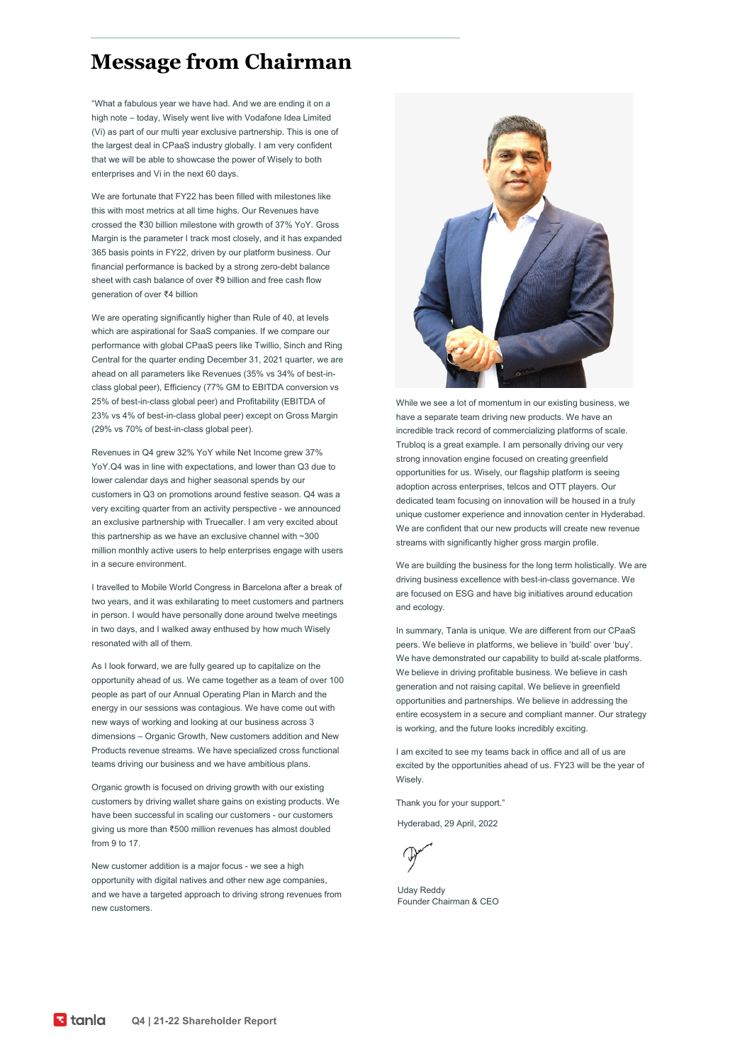# Message from Chairman

"What a fabulous year we have had. And we are ending it on a high note – today, Wisely went live with Vodafone Idea Limited (Vi) as part of our multi year exclusive partnership. This is one of the largest deal in CPaaS industry globally. I am very confident that we will be able to showcase the power of Wisely to both enterprises and Vi in the next 60 days.

We are fortunate that FY22 has been filled with milestones like this with most metrics at all time highs. Our Revenues have crossed the ₹30 billion milestone with growth of 37% YoY. Gross Margin is the parameter I track most closely, and it has expanded 365 basis points in FY22, driven by our platform business. Our financial performance is backed by a strong zero-debt balance sheet with cash balance of over ₹9 billion and free cash flow generation of over ₹4 billion

We are operating significantly higher than Rule of 40, at levels which are aspirational for SaaS companies. If we compare our performance with global CPaaS peers like Twillio, Sinch and Ring Central for the quarter ending December 31, 2021 quarter, we are ahead on all parameters like Revenues (35% vs 34% of best-in-class global peer), Efficiency (77% GM to EBITDA conversion vs 25% of best-in-class global peer) and Profitability (EBITDA of 23% vs 4% of best-in-class global peer) except on Gross Margin (29% vs 70% of best-in-class global peer).

Revenues in Q4 grew 32% YoY while Net Income grew 37% YoY.Q4 was in line with expectations, and lower than Q3 due to lower calendar days and higher seasonal spends by our customers in Q3 on promotions around festive season. Q4 was a very exciting quarter from an activity perspective - we announced an exclusive partnership with Truecaller. I am very excited about this partnership as we have an exclusive channel with ~300 million monthly active users to help enterprises engage with users in a secure environment.

I travelled to Mobile World Congress in Barcelona after a break of two years, and it was exhilarating to meet customers and partners in person. I would have personally done around twelve meetings in two days, and I walked away enthused by how much Wisely resonated with all of them.

As I look forward, we are fully geared up to capitalize on the opportunity ahead of us. We came together as a team of over 100 people as part of our Annual Operating Plan in March and the energy in our sessions was contagious. We have come out with new ways of working and looking at our business across 3 dimensions – Organic Growth, New customers addition and New Products revenue streams. We have specialized cross functional teams driving our business and we have ambitious plans.

Organic growth is focused on driving growth with our existing customers by driving wallet share gains on existing products. We have been successful in scaling our customers - our customers giving us more than ₹500 million revenues has almost doubled from 9 to 17.

New customer addition is a major focus - we see a high opportunity with digital natives and other new age companies, and we have a targeted approach to driving strong revenues from new customers.

While we see a lot of momentum in our existing business, we have a separate team driving new products. We have an incredible track record of commercializing platforms of scale. Trubloq is a great example. I am personally driving our very strong innovation engine focused on creating greenfield opportunities for us. Wisely, our flagship platform is seeing adoption across enterprises, telcos and OTT players. Our dedicated team focusing on innovation will be housed in a truly unique customer experience and innovation center in Hyderabad. We are confident that our new products will create new revenue streams with significantly higher gross margin profile.

We are building the business for the long term holistically. We are driving business excellence with best-in-class governance. We are focused on ESG and have big initiatives around education and ecology.

In summary, Tanla is unique. We are different from our CPaaS peers. We believe in platforms, we believe in 'build' over 'buy'. We have demonstrated our capability to build at-scale platforms. We believe in driving profitable business. We believe in cash generation and not raising capital. We believe in greenfield opportunities and partnerships. We believe in addressing the entire ecosystem in a secure and compliant manner. Our strategy is working, and the future looks incredibly exciting.

I am excited to see my teams back in office and all of us are excited by the opportunities ahead of us. FY23 will be the year of Wisely.

Thank you for your support."

Hyderabad, 29 April, 2022

Uday Reddy
Founder Chairman & CEO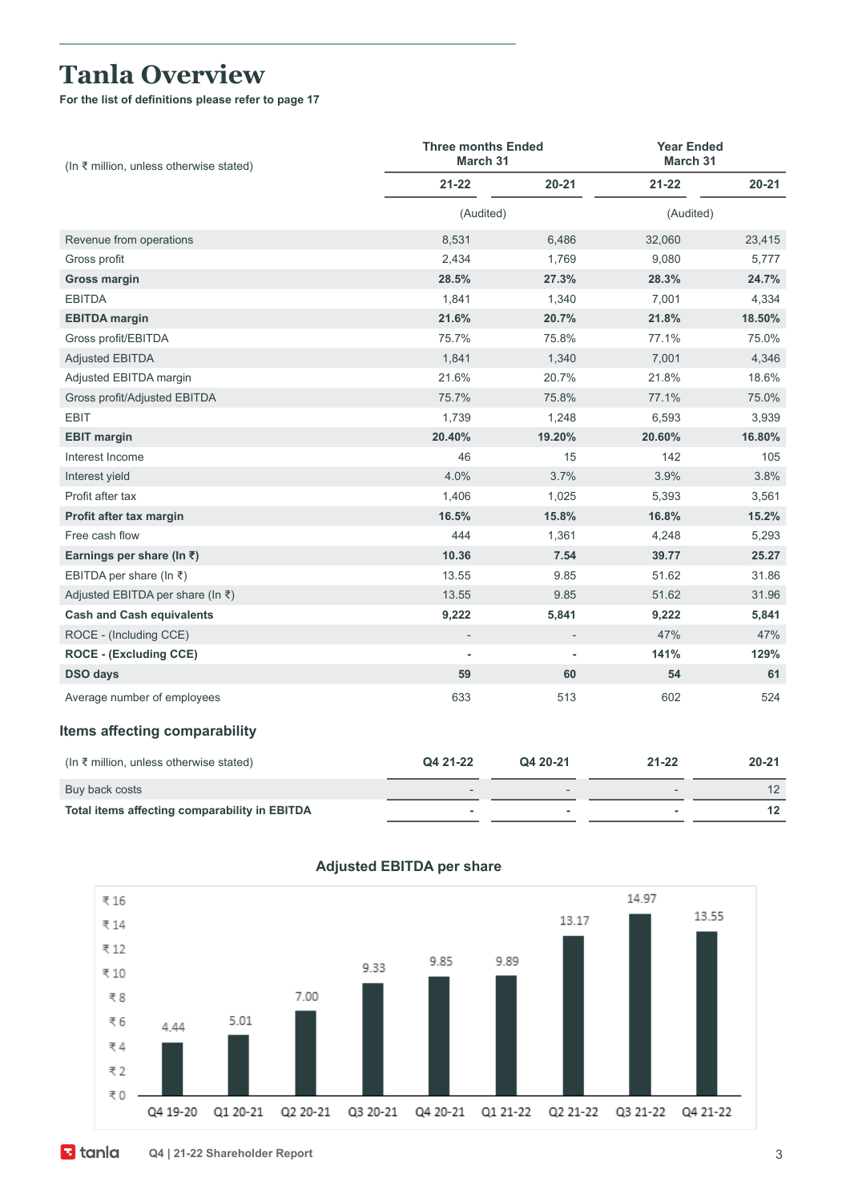# Tanla Overview

**For the list of definitions please refer to page 17**

| (In ₹ million, unless otherwise stated) | Three months Ended March 31 | | Year Ended March 31 | |
|---|---|---|---|---|
| | 21-22 | 20-21 | 21-22 | 20-21 |
| | (Audited) | | (Audited) | |
| Revenue from operations | 8,531 | 6,486 | 32,060 | 23,415 |
| Gross profit | 2,434 | 1,769 | 9,080 | 5,777 |
| **Gross margin** | **28.5%** | **27.3%** | **28.3%** | **24.7%** |
| EBITDA | 1,841 | 1,340 | 7,001 | 4,334 |
| **EBITDA margin** | **21.6%** | **20.7%** | **21.8%** | **18.50%** |
| Gross profit/EBITDA | 75.7% | 75.8% | 77.1% | 75.0% |
| Adjusted EBITDA | 1,841 | 1,340 | 7,001 | 4,346 |
| Adjusted EBITDA margin | 21.6% | 20.7% | 21.8% | 18.6% |
| Gross profit/Adjusted EBITDA | 75.7% | 75.8% | 77.1% | 75.0% |
| EBIT | 1,739 | 1,248 | 6,593 | 3,939 |
| **EBIT margin** | **20.40%** | **19.20%** | **20.60%** | **16.80%** |
| Interest Income | 46 | 15 | 142 | 105 |
| Interest yield | 4.0% | 3.7% | 3.9% | 3.8% |
| Profit after tax | 1,406 | 1,025 | 5,393 | 3,561 |
| **Profit after tax margin** | **16.5%** | **15.8%** | **16.8%** | **15.2%** |
| Free cash flow | 444 | 1,361 | 4,248 | 5,293 |
| **Earnings per share (In ₹)** | **10.36** | **7.54** | **39.77** | **25.27** |
| EBITDA per share (In ₹) | 13.55 | 9.85 | 51.62 | 31.86 |
| Adjusted EBITDA per share (In ₹) | 13.55 | 9.85 | 51.62 | 31.96 |
| **Cash and Cash equivalents** | **9,222** | **5,841** | **9,222** | **5,841** |
| ROCE - (Including CCE) | - | - | 47% | 47% |
| **ROCE - (Excluding CCE)** | **-** | **-** | **141%** | **129%** |
| **DSO days** | **59** | **60** | **54** | **61** |
| Average number of employees | 633 | 513 | 602 | 524 |

## Items affecting comparability

| (In ₹ million, unless otherwise stated) | Q4 21-22 | Q4 20-21 | 21-22 | 20-21 |
|---|---|---|---|---|
| Buy back costs | - | - | - | 12 |
| **Total items affecting comparability in EBITDA** | **-** | **-** | **-** | **12** |

### Adjusted EBITDA per share

| Quarter | Adjusted EBITDA per share (₹) |
|---|---|
| Q4 19-20 | 4.44 |
| Q1 20-21 | 5.01 |
| Q2 20-21 | 7.00 |
| Q3 20-21 | 9.33 |
| Q4 20-21 | 9.85 |
| Q1 21-22 | 9.89 |
| Q2 21-22 | 13.17 |
| Q3 21-22 | 14.97 |
| Q4 21-22 | 13.55 |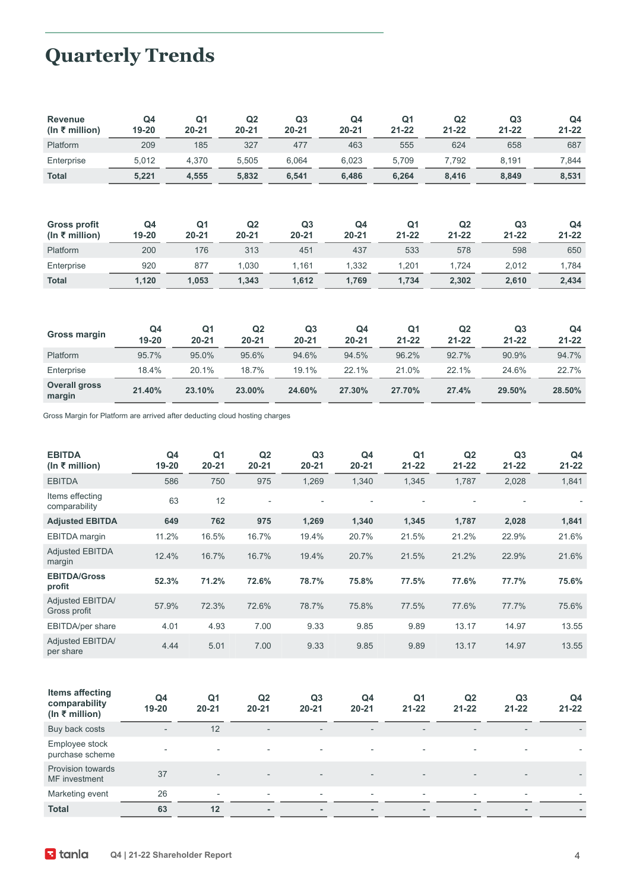# Quarterly Trends

| Revenue (In ₹ million) | Q4 19-20 | Q1 20-21 | Q2 20-21 | Q3 20-21 | Q4 20-21 | Q1 21-22 | Q2 21-22 | Q3 21-22 | Q4 21-22 |
|---|---|---|---|---|---|---|---|---|---|
| Platform | 209 | 185 | 327 | 477 | 463 | 555 | 624 | 658 | 687 |
| Enterprise | 5,012 | 4,370 | 5,505 | 6,064 | 6,023 | 5,709 | 7,792 | 8,191 | 7,844 |
| **Total** | **5,221** | **4,555** | **5,832** | **6,541** | **6,486** | **6,264** | **8,416** | **8,849** | **8,531** |

| Gross profit (In ₹ million) | Q4 19-20 | Q1 20-21 | Q2 20-21 | Q3 20-21 | Q4 20-21 | Q1 21-22 | Q2 21-22 | Q3 21-22 | Q4 21-22 |
|---|---|---|---|---|---|---|---|---|---|
| Platform | 200 | 176 | 313 | 451 | 437 | 533 | 578 | 598 | 650 |
| Enterprise | 920 | 877 | 1,030 | 1,161 | 1,332 | 1,201 | 1,724 | 2,012 | 1,784 |
| **Total** | **1,120** | **1,053** | **1,343** | **1,612** | **1,769** | **1,734** | **2,302** | **2,610** | **2,434** |

| Gross margin | Q4 19-20 | Q1 20-21 | Q2 20-21 | Q3 20-21 | Q4 20-21 | Q1 21-22 | Q2 21-22 | Q3 21-22 | Q4 21-22 |
|---|---|---|---|---|---|---|---|---|---|
| Platform | 95.7% | 95.0% | 95.6% | 94.6% | 94.5% | 96.2% | 92.7% | 90.9% | 94.7% |
| Enterprise | 18.4% | 20.1% | 18.7% | 19.1% | 22.1% | 21.0% | 22.1% | 24.6% | 22.7% |
| **Overall gross margin** | **21.40%** | **23.10%** | **23.00%** | **24.60%** | **27.30%** | **27.70%** | **27.4%** | **29.50%** | **28.50%** |

Gross Margin for Platform are arrived after deducting cloud hosting charges

| EBITDA (In ₹ million) | Q4 19-20 | Q1 20-21 | Q2 20-21 | Q3 20-21 | Q4 20-21 | Q1 21-22 | Q2 21-22 | Q3 21-22 | Q4 21-22 |
|---|---|---|---|---|---|---|---|---|---|
| EBITDA | 586 | 750 | 975 | 1,269 | 1,340 | 1,345 | 1,787 | 2,028 | 1,841 |
| Items effecting comparability | 63 | 12 | - | - | - | - | - | - | - |
| **Adjusted EBITDA** | **649** | **762** | **975** | **1,269** | **1,340** | **1,345** | **1,787** | **2,028** | **1,841** |
| EBITDA margin | 11.2% | 16.5% | 16.7% | 19.4% | 20.7% | 21.5% | 21.2% | 22.9% | 21.6% |
| Adjusted EBITDA margin | 12.4% | 16.7% | 16.7% | 19.4% | 20.7% | 21.5% | 21.2% | 22.9% | 21.6% |
| **EBITDA/Gross profit** | **52.3%** | **71.2%** | **72.6%** | **78.7%** | **75.8%** | **77.5%** | **77.6%** | **77.7%** | **75.6%** |
| Adjusted EBITDA/ Gross profit | 57.9% | 72.3% | 72.6% | 78.7% | 75.8% | 77.5% | 77.6% | 77.7% | 75.6% |
| EBITDA/per share | 4.01 | 4.93 | 7.00 | 9.33 | 9.85 | 9.89 | 13.17 | 14.97 | 13.55 |
| Adjusted EBITDA/ per share | 4.44 | 5.01 | 7.00 | 9.33 | 9.85 | 9.89 | 13.17 | 14.97 | 13.55 |

| Items affecting comparability (In ₹ million) | Q4 19-20 | Q1 20-21 | Q2 20-21 | Q3 20-21 | Q4 20-21 | Q1 21-22 | Q2 21-22 | Q3 21-22 | Q4 21-22 |
|---|---|---|---|---|---|---|---|---|---|
| Buy back costs | - | 12 | - | - | - | - | - | - | - |
| Employee stock purchase scheme | - | - | - | - | - | - | - | - | - |
| Provision towards MF investment | 37 | - | - | - | - | - | - | - | - |
| Marketing event | 26 | - | - | - | - | - | - | - | - |
| **Total** | **63** | **12** | **-** | **-** | **-** | **-** | **-** | **-** | **-** |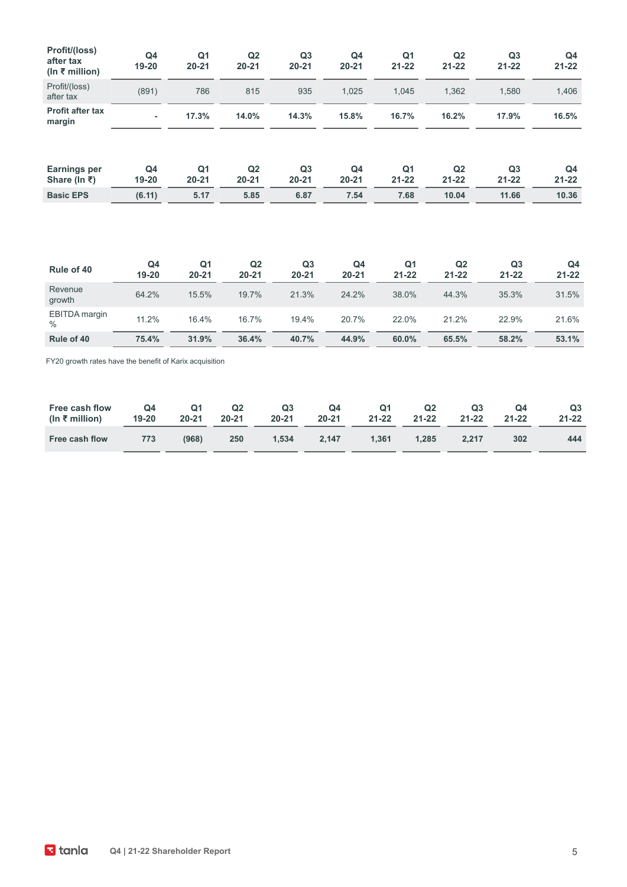| Profit/(loss) after tax (In ₹ million) | Q4 19-20 | Q1 20-21 | Q2 20-21 | Q3 20-21 | Q4 20-21 | Q1 21-22 | Q2 21-22 | Q3 21-22 | Q4 21-22 |
|---|---|---|---|---|---|---|---|---|---|
| Profit/(loss) after tax | (891) | 786 | 815 | 935 | 1,025 | 1,045 | 1,362 | 1,580 | 1,406 |
| **Profit after tax margin** | **-** | **17.3%** | **14.0%** | **14.3%** | **15.8%** | **16.7%** | **16.2%** | **17.9%** | **16.5%** |

| Earnings per Share (In ₹) | Q4 19-20 | Q1 20-21 | Q2 20-21 | Q3 20-21 | Q4 20-21 | Q1 21-22 | Q2 21-22 | Q3 21-22 | Q4 21-22 |
|---|---|---|---|---|---|---|---|---|---|
| **Basic EPS** | **(6.11)** | **5.17** | **5.85** | **6.87** | **7.54** | **7.68** | **10.04** | **11.66** | **10.36** |

| Rule of 40 | Q4 19-20 | Q1 20-21 | Q2 20-21 | Q3 20-21 | Q4 20-21 | Q1 21-22 | Q2 21-22 | Q3 21-22 | Q4 21-22 |
|---|---|---|---|---|---|---|---|---|---|
| Revenue growth | 64.2% | 15.5% | 19.7% | 21.3% | 24.2% | 38.0% | 44.3% | 35.3% | 31.5% |
| EBITDA margin % | 11.2% | 16.4% | 16.7% | 19.4% | 20.7% | 22.0% | 21.2% | 22.9% | 21.6% |
| **Rule of 40** | **75.4%** | **31.9%** | **36.4%** | **40.7%** | **44.9%** | **60.0%** | **65.5%** | **58.2%** | **53.1%** |

FY20 growth rates have the benefit of Karix acquisition

| Free cash flow (In ₹ million) | Q4 19-20 | Q1 20-21 | Q2 20-21 | Q3 20-21 | Q4 20-21 | Q1 21-22 | Q2 21-22 | Q3 21-22 | Q4 21-22 | Q3 21-22 |
|---|---|---|---|---|---|---|---|---|---|---|
| **Free cash flow** | **773** | **(968)** | **250** | **1,534** | **2,147** | **1,361** | **1,285** | **2,217** | **302** | **444** |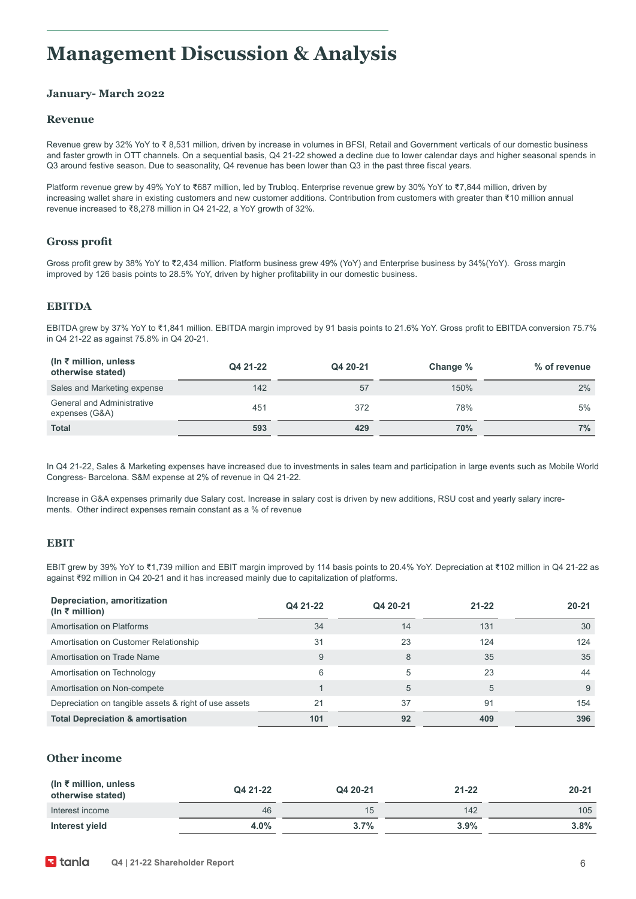# Management Discussion & Analysis

### January- March 2022

### Revenue

Revenue grew by 32% YoY to ₹ 8,531 million, driven by increase in volumes in BFSI, Retail and Government verticals of our domestic business and faster growth in OTT channels. On a sequential basis, Q4 21-22 showed a decline due to lower calendar days and higher seasonal spends in Q3 around festive season. Due to seasonality, Q4 revenue has been lower than Q3 in the past three fiscal years.

Platform revenue grew by 49% YoY to ₹687 million, led by Trubloq. Enterprise revenue grew by 30% YoY to ₹7,844 million, driven by increasing wallet share in existing customers and new customer additions. Contribution from customers with greater than ₹10 million annual revenue increased to ₹8,278 million in Q4 21-22, a YoY growth of 32%.

### Gross profit

Gross profit grew by 38% YoY to ₹2,434 million. Platform business grew 49% (YoY) and Enterprise business by 34%(YoY). Gross margin improved by 126 basis points to 28.5% YoY, driven by higher profitability in our domestic business.

### EBITDA

EBITDA grew by 37% YoY to ₹1,841 million. EBITDA margin improved by 91 basis points to 21.6% YoY. Gross profit to EBITDA conversion 75.7% in Q4 21-22 as against 75.8% in Q4 20-21.

| (In ₹ million, unless otherwise stated) | Q4 21-22 | Q4 20-21 | Change % | % of revenue |
|---|---|---|---|---|
| Sales and Marketing expense | 142 | 57 | 150% | 2% |
| General and Administrative expenses (G&A) | 451 | 372 | 78% | 5% |
| **Total** | **593** | **429** | **70%** | **7%** |

In Q4 21-22, Sales & Marketing expenses have increased due to investments in sales team and participation in large events such as Mobile World Congress- Barcelona. S&M expense at 2% of revenue in Q4 21-22.

Increase in G&A expenses primarily due Salary cost. Increase in salary cost is driven by new additions, RSU cost and yearly salary increments. Other indirect expenses remain constant as a % of revenue

### EBIT

EBIT grew by 39% YoY to ₹1,739 million and EBIT margin improved by 114 basis points to 20.4% YoY. Depreciation at ₹102 million in Q4 21-22 as against ₹92 million in Q4 20-21 and it has increased mainly due to capitalization of platforms.

| Depreciation, amoritization (In ₹ million) | Q4 21-22 | Q4 20-21 | 21-22 | 20-21 |
|---|---|---|---|---|
| Amortisation on Platforms | 34 | 14 | 131 | 30 |
| Amortisation on Customer Relationship | 31 | 23 | 124 | 124 |
| Amortisation on Trade Name | 9 | 8 | 35 | 35 |
| Amortisation on Technology | 6 | 5 | 23 | 44 |
| Amortisation on Non-compete | 1 | 5 | 5 | 9 |
| Depreciation on tangible assets & right of use assets | 21 | 37 | 91 | 154 |
| **Total Depreciation & amortisation** | **101** | **92** | **409** | **396** |

### Other income

| (In ₹ million, unless otherwise stated) | Q4 21-22 | Q4 20-21 | 21-22 | 20-21 |
|---|---|---|---|---|
| Interest income | 46 | 15 | 142 | 105 |
| **Interest yield** | **4.0%** | **3.7%** | **3.9%** | **3.8%** |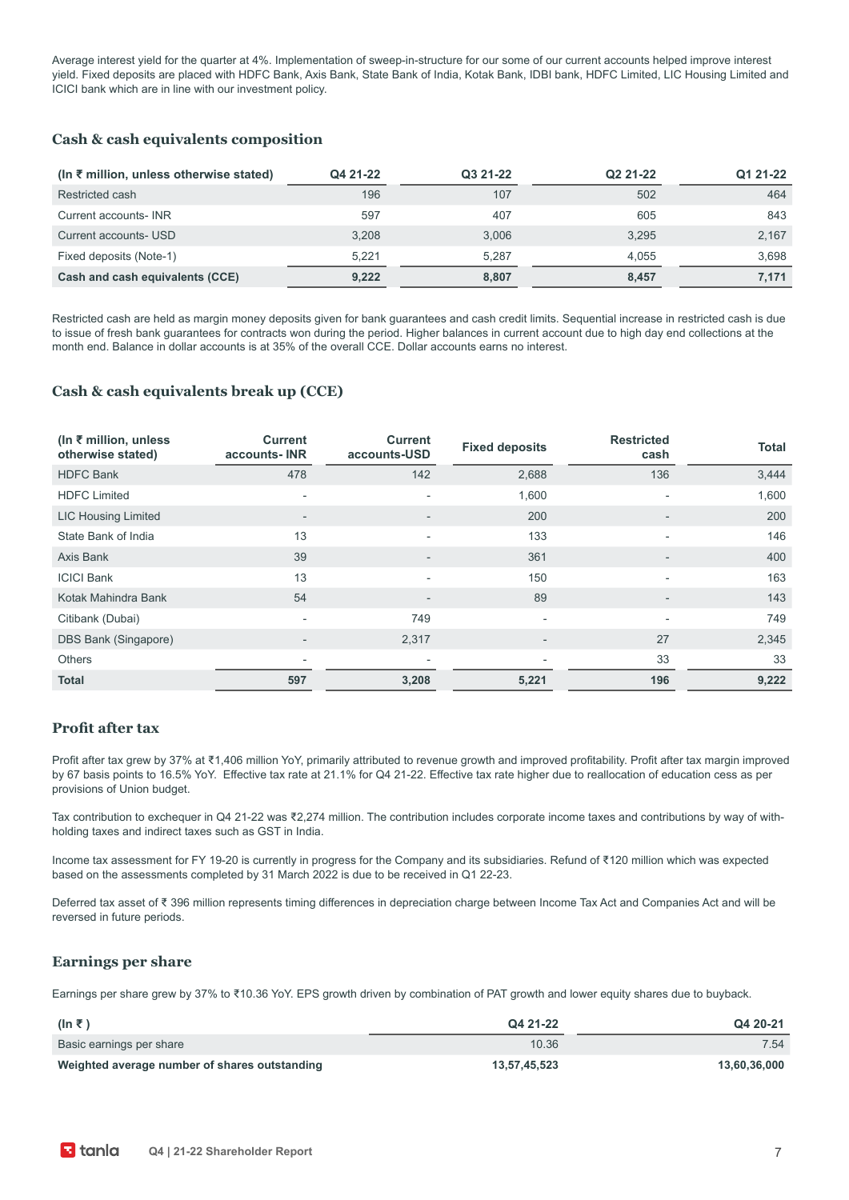Average interest yield for the quarter at 4%. Implementation of sweep-in-structure for our some of our current accounts helped improve interest yield. Fixed deposits are placed with HDFC Bank, Axis Bank, State Bank of India, Kotak Bank, IDBI bank, HDFC Limited, LIC Housing Limited and ICICI bank which are in line with our investment policy.

## Cash & cash equivalents composition

| (In ₹ million, unless otherwise stated) | Q4 21-22 | Q3 21-22 | Q2 21-22 | Q1 21-22 |
|---|---|---|---|---|
| Restricted cash | 196 | 107 | 502 | 464 |
| Current accounts- INR | 597 | 407 | 605 | 843 |
| Current accounts- USD | 3,208 | 3,006 | 3,295 | 2,167 |
| Fixed deposits (Note-1) | 5,221 | 5,287 | 4,055 | 3,698 |
| **Cash and cash equivalents (CCE)** | **9,222** | **8,807** | **8,457** | **7,171** |

Restricted cash are held as margin money deposits given for bank guarantees and cash credit limits. Sequential increase in restricted cash is due to issue of fresh bank guarantees for contracts won during the period. Higher balances in current account due to high day end collections at the month end. Balance in dollar accounts is at 35% of the overall CCE. Dollar accounts earns no interest.

## Cash & cash equivalents break up (CCE)

| (In ₹ million, unless otherwise stated) | Current accounts- INR | Current accounts-USD | Fixed deposits | Restricted cash | Total |
|---|---|---|---|---|---|
| HDFC Bank | 478 | 142 | 2,688 | 136 | 3,444 |
| HDFC Limited | - | - | 1,600 | - | 1,600 |
| LIC Housing Limited | - | - | 200 | - | 200 |
| State Bank of India | 13 | - | 133 | - | 146 |
| Axis Bank | 39 | - | 361 | - | 400 |
| ICICI Bank | 13 | - | 150 | - | 163 |
| Kotak Mahindra Bank | 54 | - | 89 | - | 143 |
| Citibank (Dubai) | - | 749 | - | - | 749 |
| DBS Bank (Singapore) | - | 2,317 | - | 27 | 2,345 |
| Others | - | - | - | 33 | 33 |
| **Total** | **597** | **3,208** | **5,221** | **196** | **9,222** |

## Profit after tax

Profit after tax grew by 37% at ₹1,406 million YoY, primarily attributed to revenue growth and improved profitability. Profit after tax margin improved by 67 basis points to 16.5% YoY. Effective tax rate at 21.1% for Q4 21-22. Effective tax rate higher due to reallocation of education cess as per provisions of Union budget.

Tax contribution to exchequer in Q4 21-22 was ₹2,274 million. The contribution includes corporate income taxes and contributions by way of with-holding taxes and indirect taxes such as GST in India.

Income tax assessment for FY 19-20 is currently in progress for the Company and its subsidiaries. Refund of ₹120 million which was expected based on the assessments completed by 31 March 2022 is due to be received in Q1 22-23.

Deferred tax asset of ₹ 396 million represents timing differences in depreciation charge between Income Tax Act and Companies Act and will be reversed in future periods.

## Earnings per share

Earnings per share grew by 37% to ₹10.36 YoY. EPS growth driven by combination of PAT growth and lower equity shares due to buyback.

| (In ₹ ) | Q4 21-22 | Q4 20-21 |
|---|---|---|
| Basic earnings per share | 10.36 | 7.54 |
| **Weighted average number of shares outstanding** | **13,57,45,523** | **13,60,36,000** |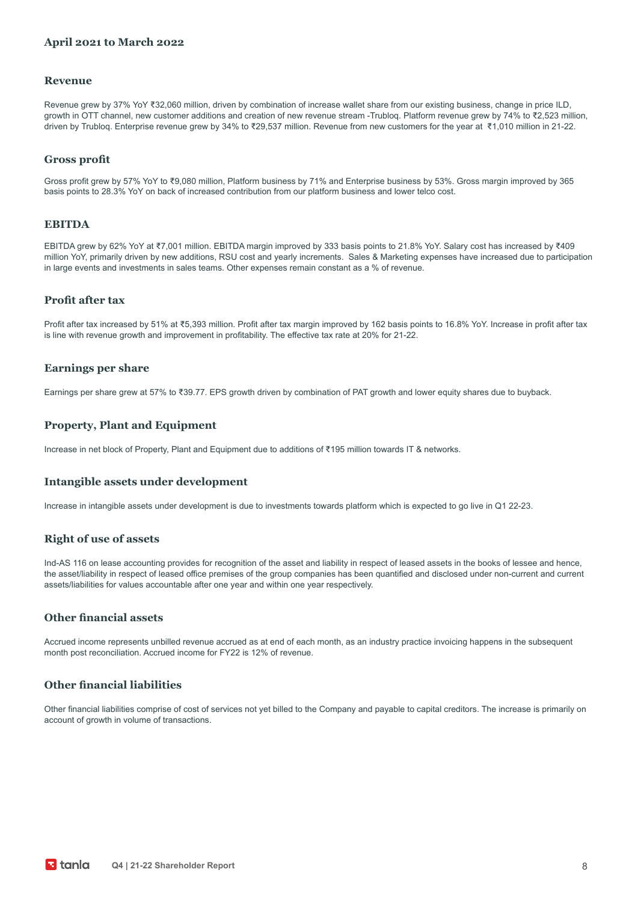## April 2021 to March 2022

### Revenue

Revenue grew by 37% YoY ₹32,060 million, driven by combination of increase wallet share from our existing business, change in price ILD, growth in OTT channel, new customer additions and creation of new revenue stream -Trubloq. Platform revenue grew by 74% to ₹2,523 million, driven by Trubloq. Enterprise revenue grew by 34% to ₹29,537 million. Revenue from new customers for the year at ₹1,010 million in 21-22.

### Gross profit

Gross profit grew by 57% YoY to ₹9,080 million, Platform business by 71% and Enterprise business by 53%. Gross margin improved by 365 basis points to 28.3% YoY on back of increased contribution from our platform business and lower telco cost.

### EBITDA

EBITDA grew by 62% YoY at ₹7,001 million. EBITDA margin improved by 333 basis points to 21.8% YoY. Salary cost has increased by ₹409 million YoY, primarily driven by new additions, RSU cost and yearly increments. Sales & Marketing expenses have increased due to participation in large events and investments in sales teams. Other expenses remain constant as a % of revenue.

### Profit after tax

Profit after tax increased by 51% at ₹5,393 million. Profit after tax margin improved by 162 basis points to 16.8% YoY. Increase in profit after tax is line with revenue growth and improvement in profitability. The effective tax rate at 20% for 21-22.

### Earnings per share

Earnings per share grew at 57% to ₹39.77. EPS growth driven by combination of PAT growth and lower equity shares due to buyback.

### Property, Plant and Equipment

Increase in net block of Property, Plant and Equipment due to additions of ₹195 million towards IT & networks.

### Intangible assets under development

Increase in intangible assets under development is due to investments towards platform which is expected to go live in Q1 22-23.

### Right of use of assets

Ind-AS 116 on lease accounting provides for recognition of the asset and liability in respect of leased assets in the books of lessee and hence, the asset/liability in respect of leased office premises of the group companies has been quantified and disclosed under non-current and current assets/liabilities for values accountable after one year and within one year respectively.

### Other financial assets

Accrued income represents unbilled revenue accrued as at end of each month, as an industry practice invoicing happens in the subsequent month post reconciliation. Accrued income for FY22 is 12% of revenue.

### Other financial liabilities

Other financial liabilities comprise of cost of services not yet billed to the Company and payable to capital creditors. The increase is primarily on account of growth in volume of transactions.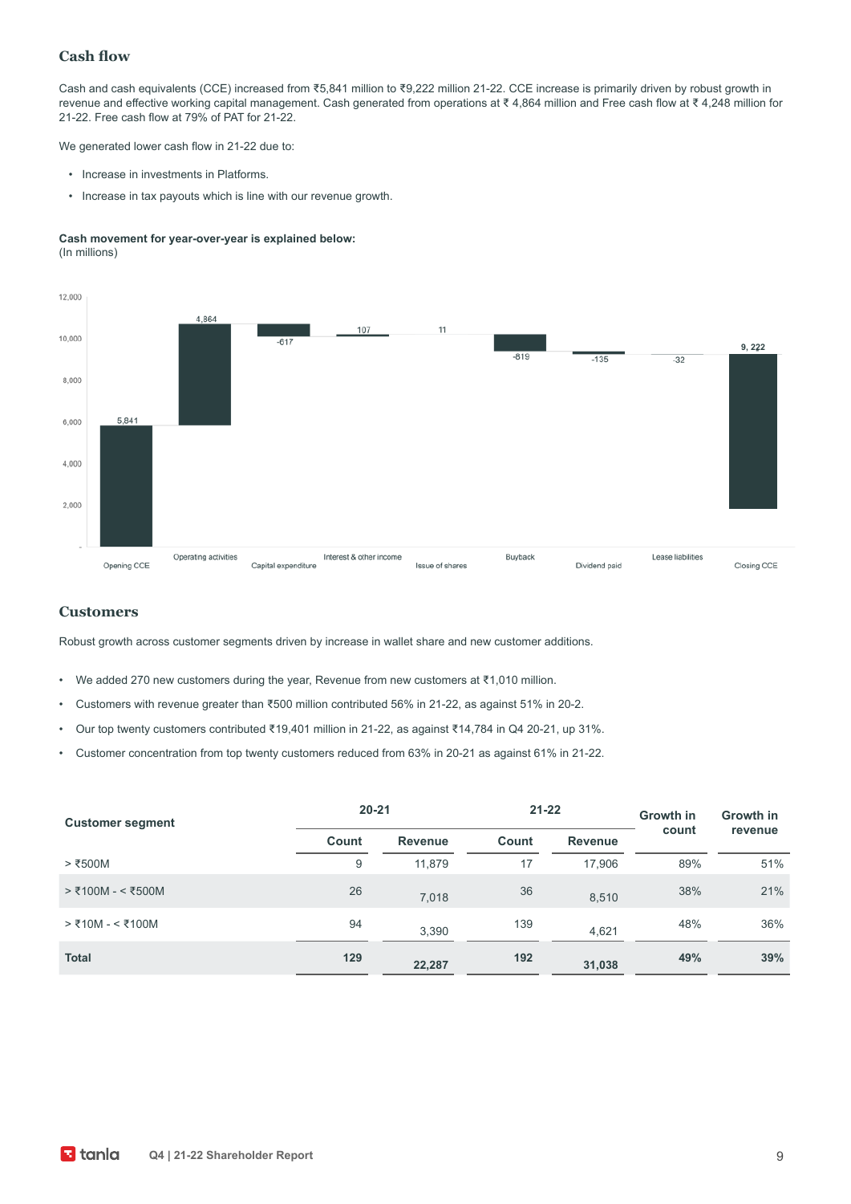## Cash flow

Cash and cash equivalents (CCE) increased from ₹5,841 million to ₹9,222 million 21-22. CCE increase is primarily driven by robust growth in revenue and effective working capital management. Cash generated from operations at ₹ 4,864 million and Free cash flow at ₹ 4,248 million for 21-22. Free cash flow at 79% of PAT for 21-22.

We generated lower cash flow in 21-22 due to:

- Increase in investments in Platforms.
- Increase in tax payouts which is line with our revenue growth.

**Cash movement for year-over-year is explained below:**
(In millions)

| Item | Amount |
|---|---|
| Opening CCE | 5,841 |
| Operating activities | 4,864 |
| Capital expenditure | -617 |
| Interest & other income | 107 |
| Issue of shares | 11 |
| Buyback | -819 |
| Dividend paid | -135 |
| Lease liabilities | -32 |
| Closing CCE | 9, 222 |

## Customers

Robust growth across customer segments driven by increase in wallet share and new customer additions.

- We added 270 new customers during the year, Revenue from new customers at ₹1,010 million.
- Customers with revenue greater than ₹500 million contributed 56% in 21-22, as against 51% in 20-2.
- Our top twenty customers contributed ₹19,401 million in 21-22, as against ₹14,784 in Q4 20-21, up 31%.
- Customer concentration from top twenty customers reduced from 63% in 20-21 as against 61% in 21-22.

| Customer segment | 20-21 | | 21-22 | | Growth in count | Growth in revenue |
|---|---|---|---|---|---|---|
| | Count | Revenue | Count | Revenue | | |
| > ₹500M | 9 | 11,879 | 17 | 17,906 | 89% | 51% |
| > ₹100M - < ₹500M | 26 | 7,018 | 36 | 8,510 | 38% | 21% |
| > ₹10M - < ₹100M | 94 | 3,390 | 139 | 4,621 | 48% | 36% |
| **Total** | **129** | **22,287** | **192** | **31,038** | **49%** | **39%** |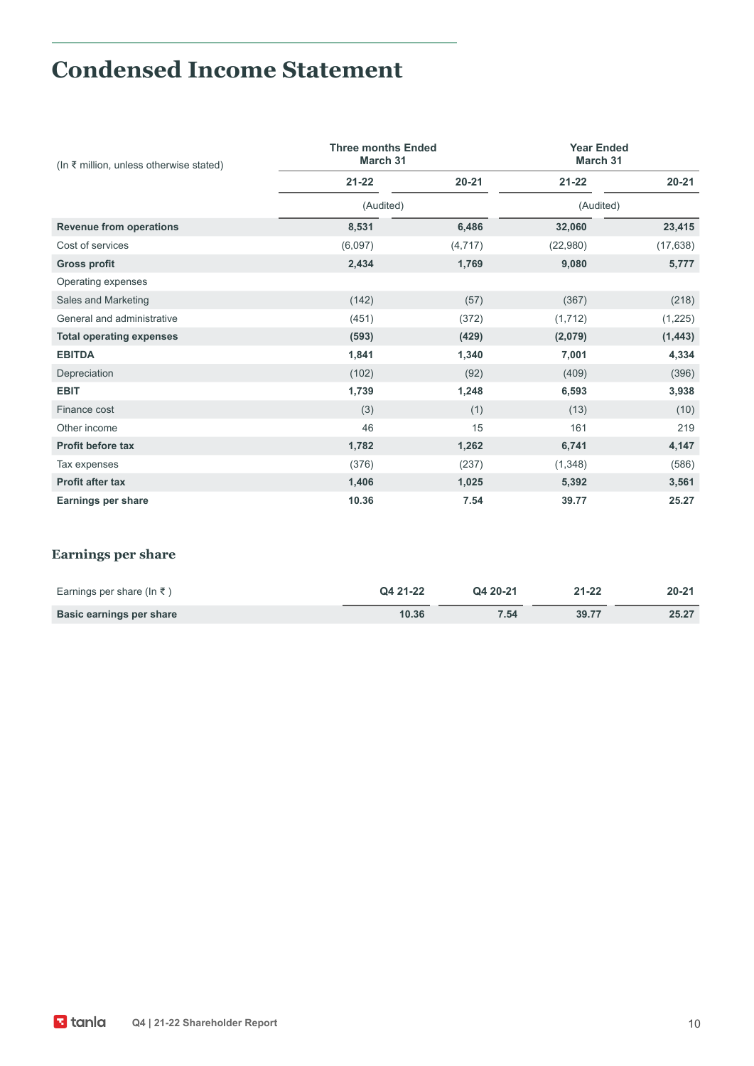# Condensed Income Statement

| (In ₹ million, unless otherwise stated) | Three months Ended March 31 | | Year Ended March 31 | |
|---|---|---|---|---|
| | 21-22 | 20-21 | 21-22 | 20-21 |
| | (Audited) | | (Audited) | |
| **Revenue from operations** | **8,531** | **6,486** | **32,060** | **23,415** |
| Cost of services | (6,097) | (4,717) | (22,980) | (17,638) |
| **Gross profit** | **2,434** | **1,769** | **9,080** | **5,777** |
| Operating expenses | | | | |
| Sales and Marketing | (142) | (57) | (367) | (218) |
| General and administrative | (451) | (372) | (1,712) | (1,225) |
| **Total operating expenses** | **(593)** | **(429)** | **(2,079)** | **(1,443)** |
| **EBITDA** | **1,841** | **1,340** | **7,001** | **4,334** |
| Depreciation | (102) | (92) | (409) | (396) |
| **EBIT** | **1,739** | **1,248** | **6,593** | **3,938** |
| Finance cost | (3) | (1) | (13) | (10) |
| Other income | 46 | 15 | 161 | 219 |
| **Profit before tax** | **1,782** | **1,262** | **6,741** | **4,147** |
| Tax expenses | (376) | (237) | (1,348) | (586) |
| **Profit after tax** | **1,406** | **1,025** | **5,392** | **3,561** |
| **Earnings per share** | **10.36** | **7.54** | **39.77** | **25.27** |

## Earnings per share

| Earnings per share (In ₹ ) | Q4 21-22 | Q4 20-21 | 21-22 | 20-21 |
|---|---|---|---|---|
| **Basic earnings per share** | **10.36** | **7.54** | **39.77** | **25.27** |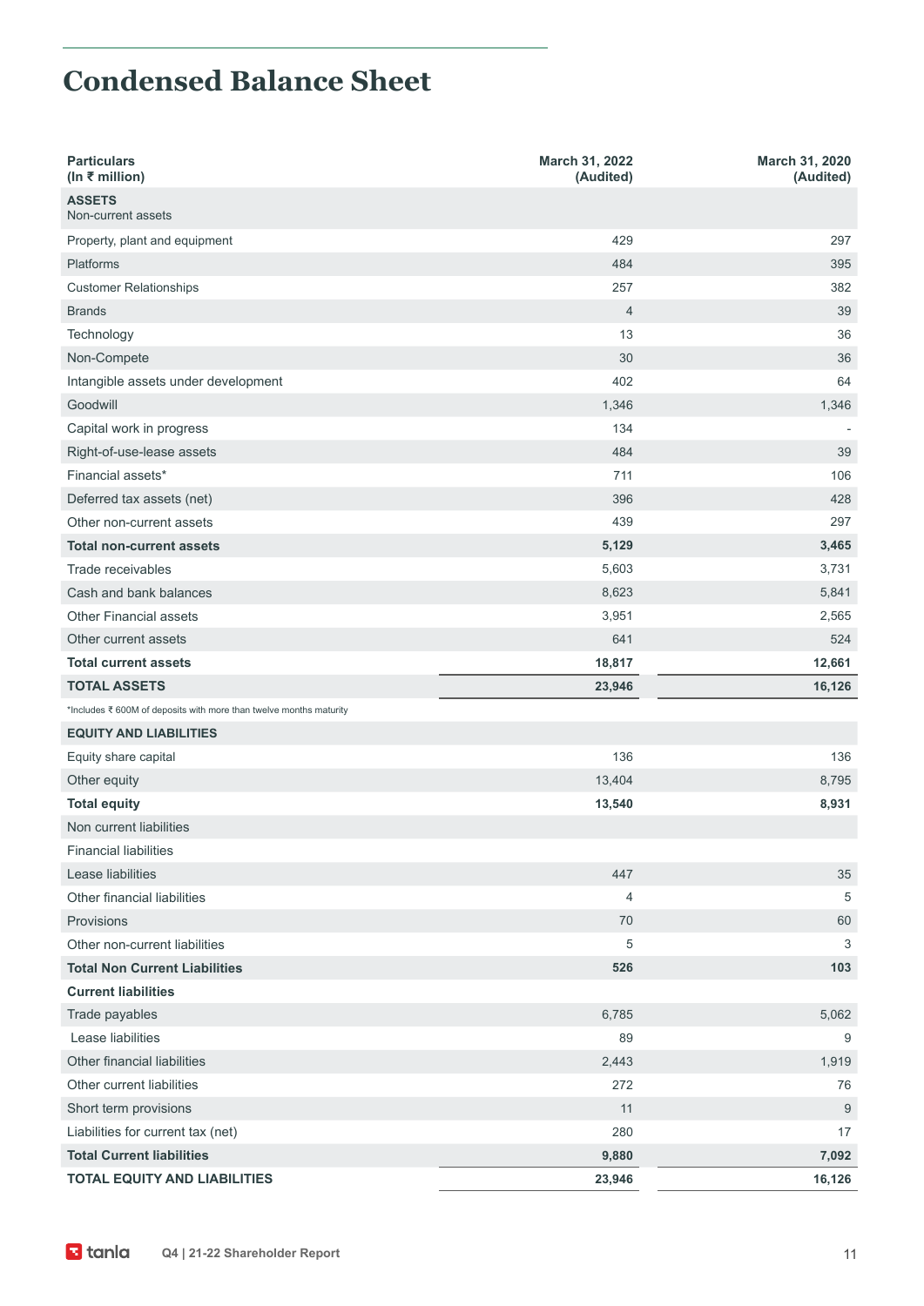# Condensed Balance Sheet

| Particulars (In ₹ million) | March 31, 2022 (Audited) | March 31, 2020 (Audited) |
|---|---|---|
| **ASSETS** Non-current assets | | |
| Property, plant and equipment | 429 | 297 |
| Platforms | 484 | 395 |
| Customer Relationships | 257 | 382 |
| Brands | 4 | 39 |
| Technology | 13 | 36 |
| Non-Compete | 30 | 36 |
| Intangible assets under development | 402 | 64 |
| Goodwill | 1,346 | 1,346 |
| Capital work in progress | 134 | - |
| Right-of-use-lease assets | 484 | 39 |
| Financial assets* | 711 | 106 |
| Deferred tax assets (net) | 396 | 428 |
| Other non-current assets | 439 | 297 |
| **Total non-current assets** | **5,129** | **3,465** |
| Trade receivables | 5,603 | 3,731 |
| Cash and bank balances | 8,623 | 5,841 |
| Other Financial assets | 3,951 | 2,565 |
| Other current assets | 641 | 524 |
| **Total current assets** | **18,817** | **12,661** |
| **TOTAL ASSETS** | **23,946** | **16,126** |

*Includes ₹ 600M of deposits with more than twelve months maturity

| Particulars (In ₹ million) | March 31, 2022 (Audited) | March 31, 2020 (Audited) |
|---|---|---|
| **EQUITY AND LIABILITIES** | | |
| Equity share capital | 136 | 136 |
| Other equity | 13,404 | 8,795 |
| **Total equity** | **13,540** | **8,931** |
| Non current liabilities | | |
| Financial liabilities | | |
| Lease liabilities | 447 | 35 |
| Other financial liabilities | 4 | 5 |
| Provisions | 70 | 60 |
| Other non-current liabilities | 5 | 3 |
| **Total Non Current Liabilities** | **526** | **103** |
| **Current liabilities** | | |
| Trade payables | 6,785 | 5,062 |
| Lease liabilities | 89 | 9 |
| Other financial liabilities | 2,443 | 1,919 |
| Other current liabilities | 272 | 76 |
| Short term provisions | 11 | 9 |
| Liabilities for current tax (net) | 280 | 17 |
| **Total Current liabilities** | **9,880** | **7,092** |
| **TOTAL EQUITY AND LIABILITIES** | **23,946** | **16,126** |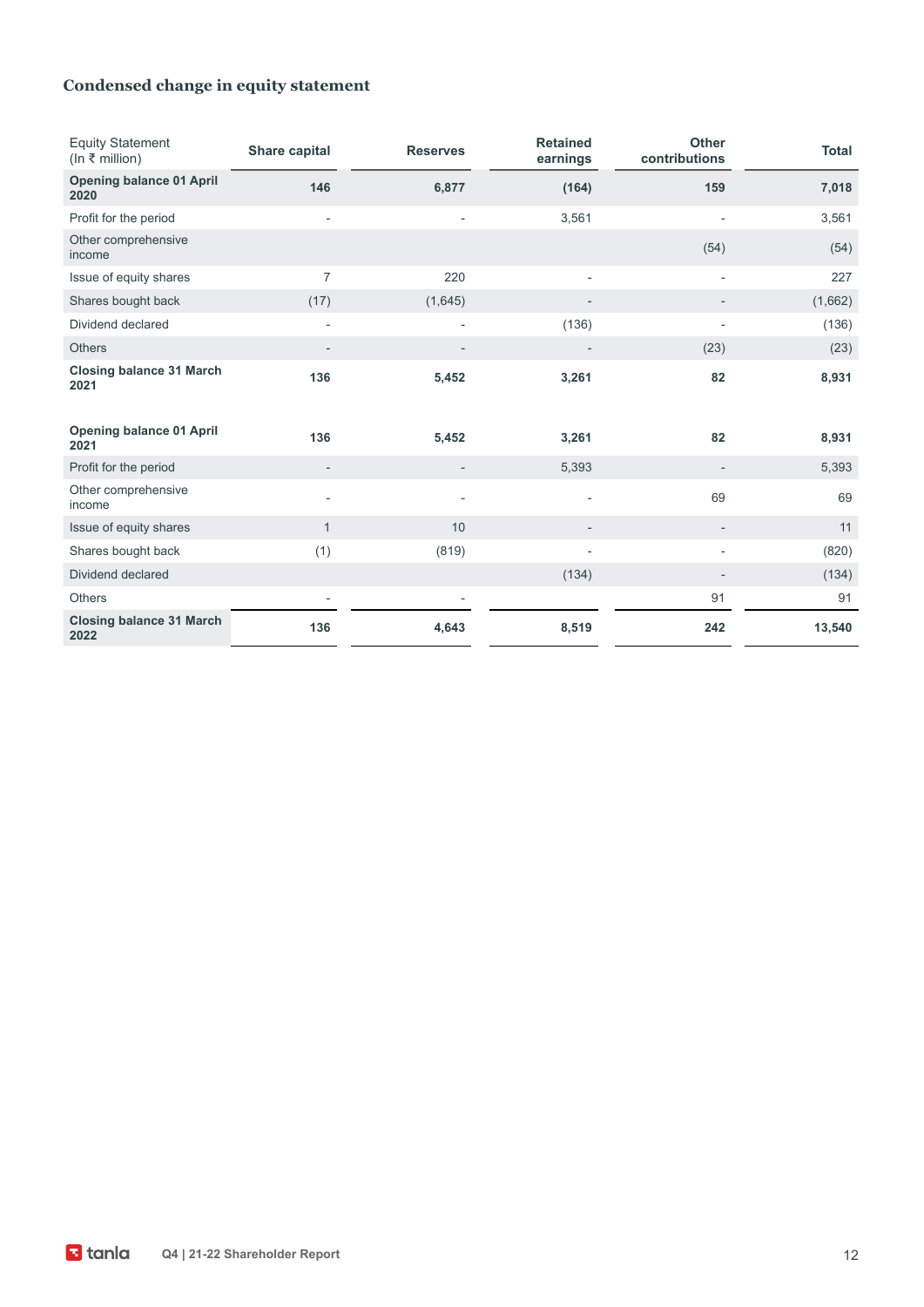## Condensed change in equity statement

| Equity Statement (In ₹ million) | Share capital | Reserves | Retained earnings | Other contributions | Total |
|---|---|---|---|---|---|
| **Opening balance 01 April 2020** | **146** | **6,877** | **(164)** | **159** | **7,018** |
| Profit for the period | - | - | 3,561 | - | 3,561 |
| Other comprehensive income | | | | (54) | (54) |
| Issue of equity shares | 7 | 220 | - | - | 227 |
| Shares bought back | (17) | (1,645) | - | - | (1,662) |
| Dividend declared | - | - | (136) | - | (136) |
| Others | - | - | - | (23) | (23) |
| **Closing balance 31 March 2021** | **136** | **5,452** | **3,261** | **82** | **8,931** |
| | | | | | |
| **Opening balance 01 April 2021** | **136** | **5,452** | **3,261** | **82** | **8,931** |
| Profit for the period | - | - | 5,393 | - | 5,393 |
| Other comprehensive income | - | - | - | 69 | 69 |
| Issue of equity shares | 1 | 10 | - | - | 11 |
| Shares bought back | (1) | (819) | - | - | (820) |
| Dividend declared | | | (134) | - | (134) |
| Others | - | - | | 91 | 91 |
| **Closing balance 31 March 2022** | **136** | **4,643** | **8,519** | **242** | **13,540** |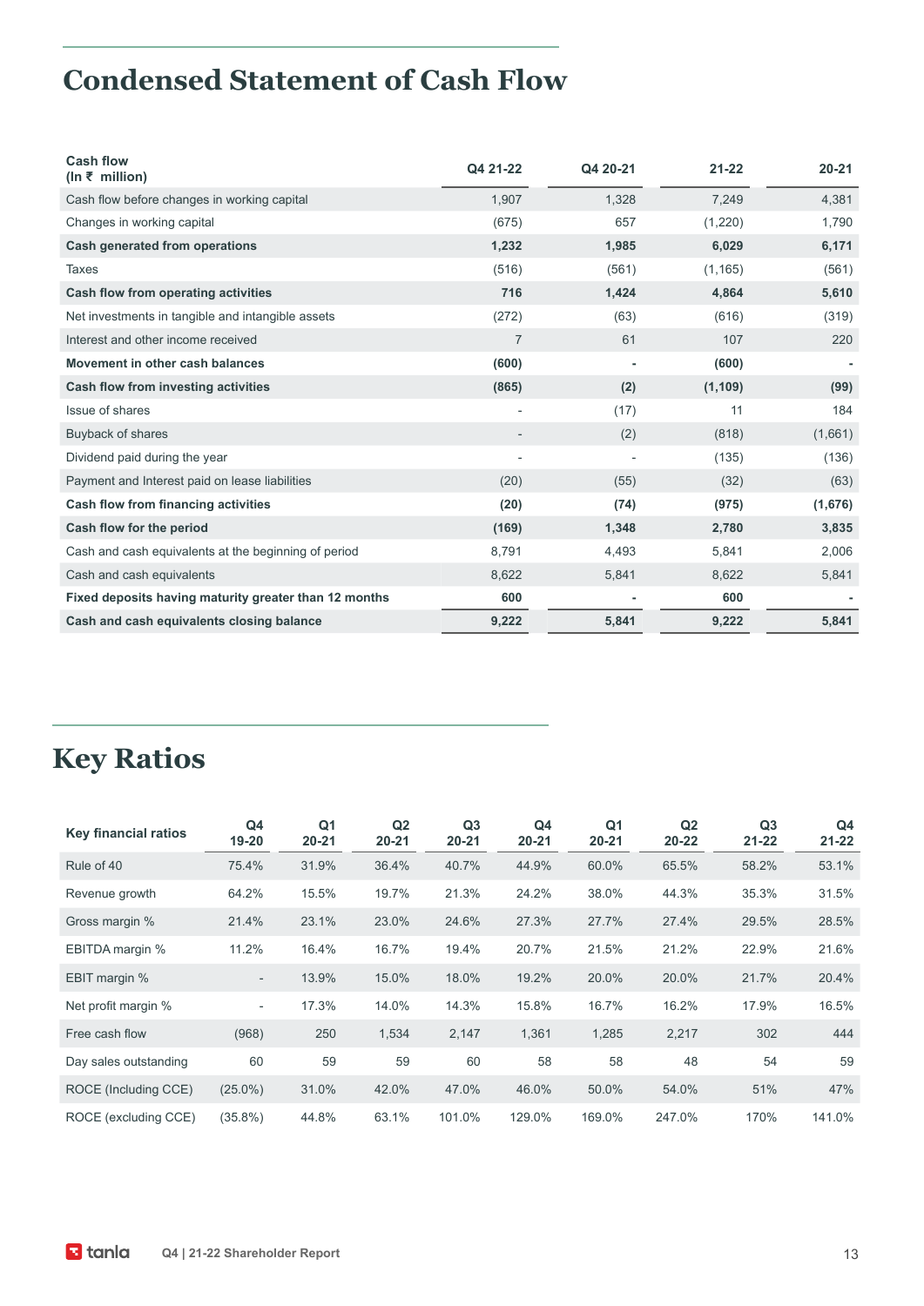# Condensed Statement of Cash Flow

| **Cash flow (In ₹ million)** | **Q4 21-22** | **Q4 20-21** | **21-22** | **20-21** |
|---|---|---|---|---|
| Cash flow before changes in working capital | 1,907 | 1,328 | 7,249 | 4,381 |
| Changes in working capital | (675) | 657 | (1,220) | 1,790 |
| **Cash generated from operations** | **1,232** | **1,985** | **6,029** | **6,171** |
| Taxes | (516) | (561) | (1,165) | (561) |
| **Cash flow from operating activities** | **716** | **1,424** | **4,864** | **5,610** |
| Net investments in tangible and intangible assets | (272) | (63) | (616) | (319) |
| Interest and other income received | 7 | 61 | 107 | 220 |
| **Movement in other cash balances** | **(600)** | **-** | **(600)** | **-** |
| **Cash flow from investing activities** | **(865)** | **(2)** | **(1,109)** | **(99)** |
| Issue of shares | - | (17) | 11 | 184 |
| Buyback of shares | - | (2) | (818) | (1,661) |
| Dividend paid during the year | - | - | (135) | (136) |
| Payment and Interest paid on lease liabilities | (20) | (55) | (32) | (63) |
| **Cash flow from financing activities** | **(20)** | **(74)** | **(975)** | **(1,676)** |
| **Cash flow for the period** | **(169)** | **1,348** | **2,780** | **3,835** |
| Cash and cash equivalents at the beginning of period | 8,791 | 4,493 | 5,841 | 2,006 |
| Cash and cash equivalents | 8,622 | 5,841 | 8,622 | 5,841 |
| **Fixed deposits having maturity greater than 12 months** | **600** | **-** | **600** | **-** |
| **Cash and cash equivalents closing balance** | **9,222** | **5,841** | **9,222** | **5,841** |

# Key Ratios

| **Key financial ratios** | **Q4 19-20** | **Q1 20-21** | **Q2 20-21** | **Q3 20-21** | **Q4 20-21** | **Q1 20-21** | **Q2 20-22** | **Q3 21-22** | **Q4 21-22** |
|---|---|---|---|---|---|---|---|---|---|
| Rule of 40 | 75.4% | 31.9% | 36.4% | 40.7% | 44.9% | 60.0% | 65.5% | 58.2% | 53.1% |
| Revenue growth | 64.2% | 15.5% | 19.7% | 21.3% | 24.2% | 38.0% | 44.3% | 35.3% | 31.5% |
| Gross margin % | 21.4% | 23.1% | 23.0% | 24.6% | 27.3% | 27.7% | 27.4% | 29.5% | 28.5% |
| EBITDA margin % | 11.2% | 16.4% | 16.7% | 19.4% | 20.7% | 21.5% | 21.2% | 22.9% | 21.6% |
| EBIT margin % | - | 13.9% | 15.0% | 18.0% | 19.2% | 20.0% | 20.0% | 21.7% | 20.4% |
| Net profit margin % | - | 17.3% | 14.0% | 14.3% | 15.8% | 16.7% | 16.2% | 17.9% | 16.5% |
| Free cash flow | (968) | 250 | 1,534 | 2,147 | 1,361 | 1,285 | 2,217 | 302 | 444 |
| Day sales outstanding | 60 | 59 | 59 | 60 | 58 | 58 | 48 | 54 | 59 |
| ROCE (Including CCE) | (25.0%) | 31.0% | 42.0% | 47.0% | 46.0% | 50.0% | 54.0% | 51% | 47% |
| ROCE (excluding CCE) | (35.8%) | 44.8% | 63.1% | 101.0% | 129.0% | 169.0% | 247.0% | 170% | 141.0% |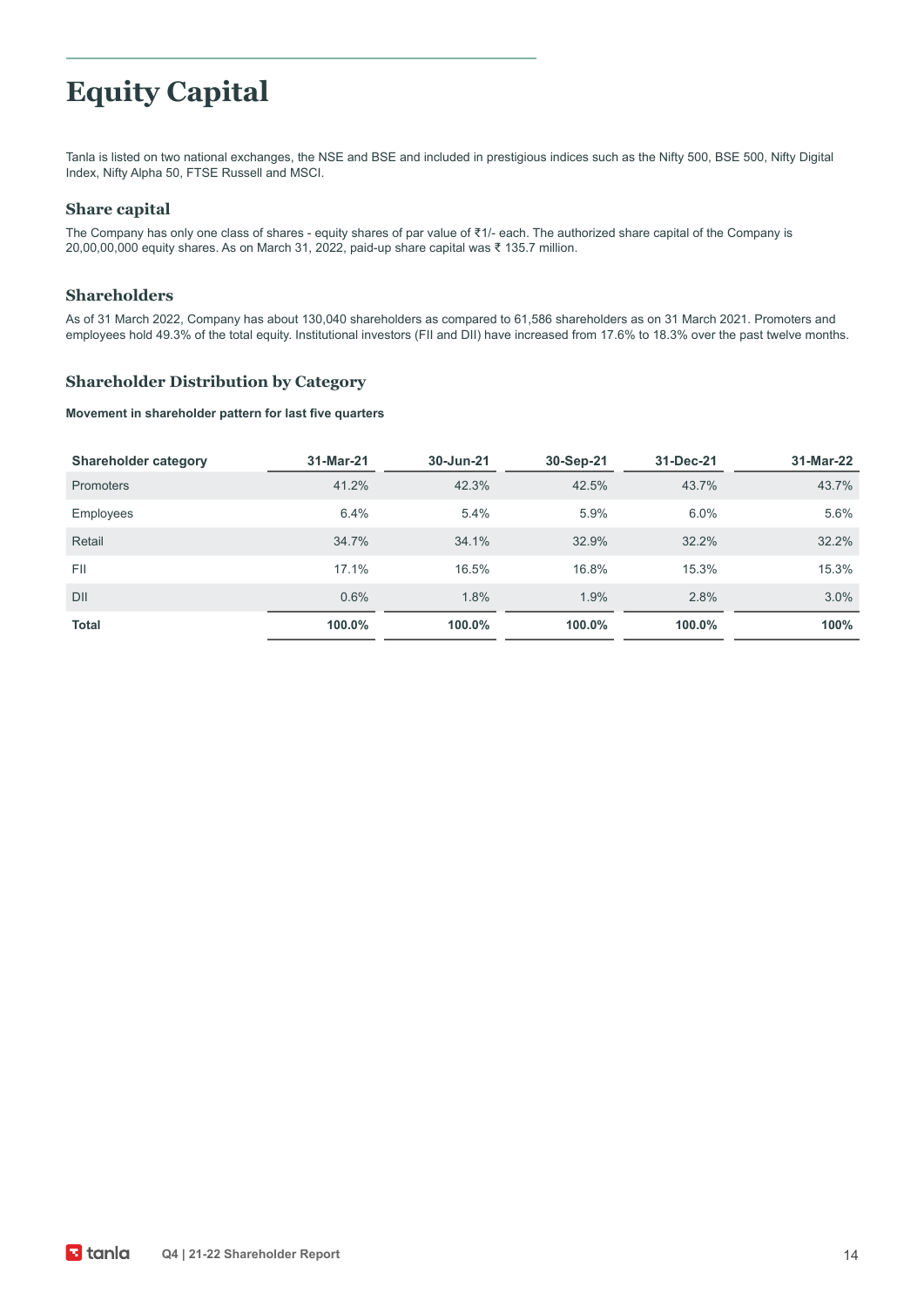# Equity Capital

Tanla is listed on two national exchanges, the NSE and BSE and included in prestigious indices such as the Nifty 500, BSE 500, Nifty Digital Index, Nifty Alpha 50, FTSE Russell and MSCI.

## Share capital

The Company has only one class of shares - equity shares of par value of ₹1/- each. The authorized share capital of the Company is 20,00,00,000 equity shares. As on March 31, 2022, paid-up share capital was ₹ 135.7 million.

## Shareholders

As of 31 March 2022, Company has about 130,040 shareholders as compared to 61,586 shareholders as on 31 March 2021. Promoters and employees hold 49.3% of the total equity. Institutional investors (FII and DII) have increased from 17.6% to 18.3% over the past twelve months.

## Shareholder Distribution by Category

**Movement in shareholder pattern for last five quarters**

| Shareholder category | 31-Mar-21 | 30-Jun-21 | 30-Sep-21 | 31-Dec-21 | 31-Mar-22 |
|---|---|---|---|---|---|
| Promoters | 41.2% | 42.3% | 42.5% | 43.7% | 43.7% |
| Employees | 6.4% | 5.4% | 5.9% | 6.0% | 5.6% |
| Retail | 34.7% | 34.1% | 32.9% | 32.2% | 32.2% |
| FII | 17.1% | 16.5% | 16.8% | 15.3% | 15.3% |
| DII | 0.6% | 1.8% | 1.9% | 2.8% | 3.0% |
| **Total** | **100.0%** | **100.0%** | **100.0%** | **100.0%** | **100%** |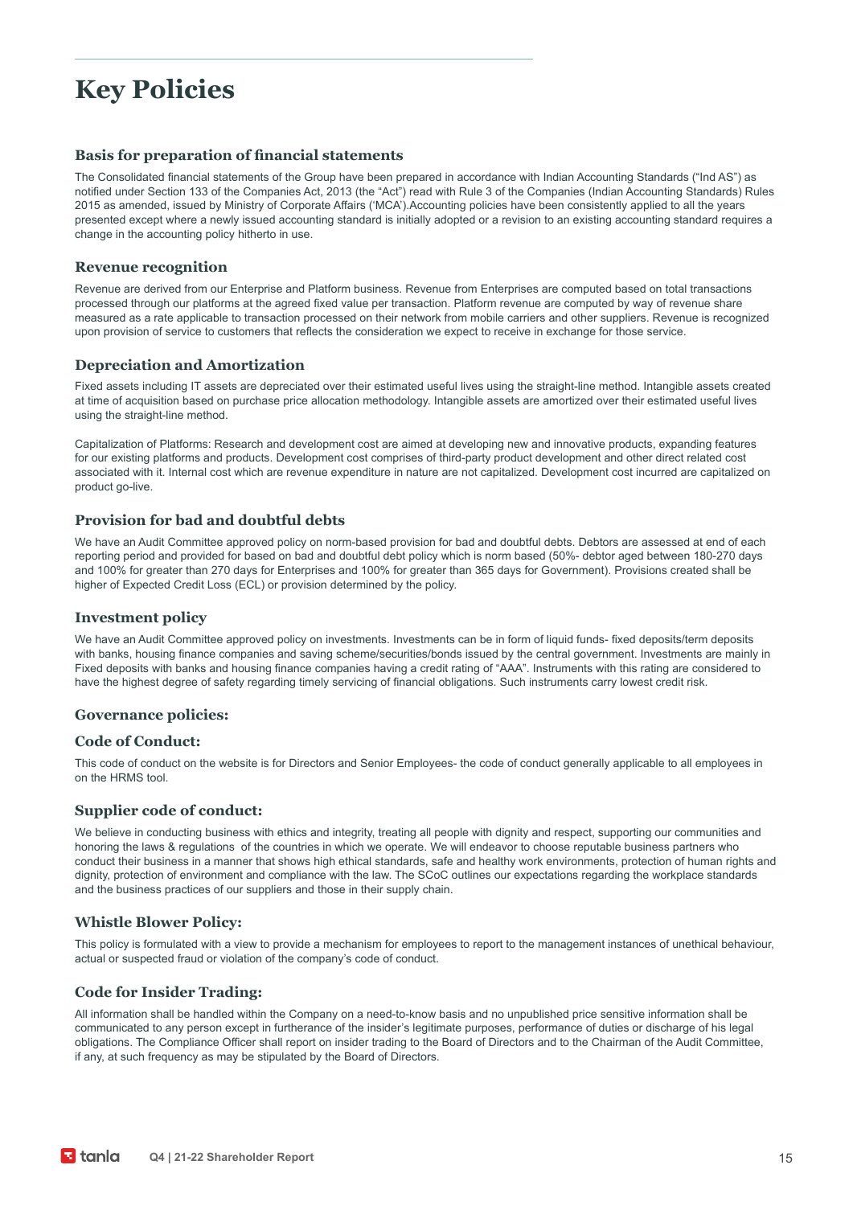# Key Policies

## Basis for preparation of financial statements

The Consolidated financial statements of the Group have been prepared in accordance with Indian Accounting Standards ("Ind AS") as notified under Section 133 of the Companies Act, 2013 (the "Act") read with Rule 3 of the Companies (Indian Accounting Standards) Rules 2015 as amended, issued by Ministry of Corporate Affairs ('MCA').Accounting policies have been consistently applied to all the years presented except where a newly issued accounting standard is initially adopted or a revision to an existing accounting standard requires a change in the accounting policy hitherto in use.

## Revenue recognition

Revenue are derived from our Enterprise and Platform business. Revenue from Enterprises are computed based on total transactions processed through our platforms at the agreed fixed value per transaction. Platform revenue are computed by way of revenue share measured as a rate applicable to transaction processed on their network from mobile carriers and other suppliers. Revenue is recognized upon provision of service to customers that reflects the consideration we expect to receive in exchange for those service.

## Depreciation and Amortization

Fixed assets including IT assets are depreciated over their estimated useful lives using the straight-line method. Intangible assets created at time of acquisition based on purchase price allocation methodology. Intangible assets are amortized over their estimated useful lives using the straight-line method.

Capitalization of Platforms: Research and development cost are aimed at developing new and innovative products, expanding features for our existing platforms and products. Development cost comprises of third-party product development and other direct related cost associated with it. Internal cost which are revenue expenditure in nature are not capitalized. Development cost incurred are capitalized on product go-live.

## Provision for bad and doubtful debts

We have an Audit Committee approved policy on norm-based provision for bad and doubtful debts. Debtors are assessed at end of each reporting period and provided for based on bad and doubtful debt policy which is norm based (50%- debtor aged between 180-270 days and 100% for greater than 270 days for Enterprises and 100% for greater than 365 days for Government). Provisions created shall be higher of Expected Credit Loss (ECL) or provision determined by the policy.

## Investment policy

We have an Audit Committee approved policy on investments. Investments can be in form of liquid funds- fixed deposits/term deposits with banks, housing finance companies and saving scheme/securities/bonds issued by the central government. Investments are mainly in Fixed deposits with banks and housing finance companies having a credit rating of "AAA". Instruments with this rating are considered to have the highest degree of safety regarding timely servicing of financial obligations. Such instruments carry lowest credit risk.

## Governance policies:

### Code of Conduct:

This code of conduct on the website is for Directors and Senior Employees- the code of conduct generally applicable to all employees in on the HRMS tool.

### Supplier code of conduct:

We believe in conducting business with ethics and integrity, treating all people with dignity and respect, supporting our communities and honoring the laws & regulations of the countries in which we operate. We will endeavor to choose reputable business partners who conduct their business in a manner that shows high ethical standards, safe and healthy work environments, protection of human rights and dignity, protection of environment and compliance with the law. The SCoC outlines our expectations regarding the workplace standards and the business practices of our suppliers and those in their supply chain.

### Whistle Blower Policy:

This policy is formulated with a view to provide a mechanism for employees to report to the management instances of unethical behaviour, actual or suspected fraud or violation of the company's code of conduct.

### Code for Insider Trading:

All information shall be handled within the Company on a need-to-know basis and no unpublished price sensitive information shall be communicated to any person except in furtherance of the insider's legitimate purposes, performance of duties or discharge of his legal obligations. The Compliance Officer shall report on insider trading to the Board of Directors and to the Chairman of the Audit Committee, if any, at such frequency as may be stipulated by the Board of Directors.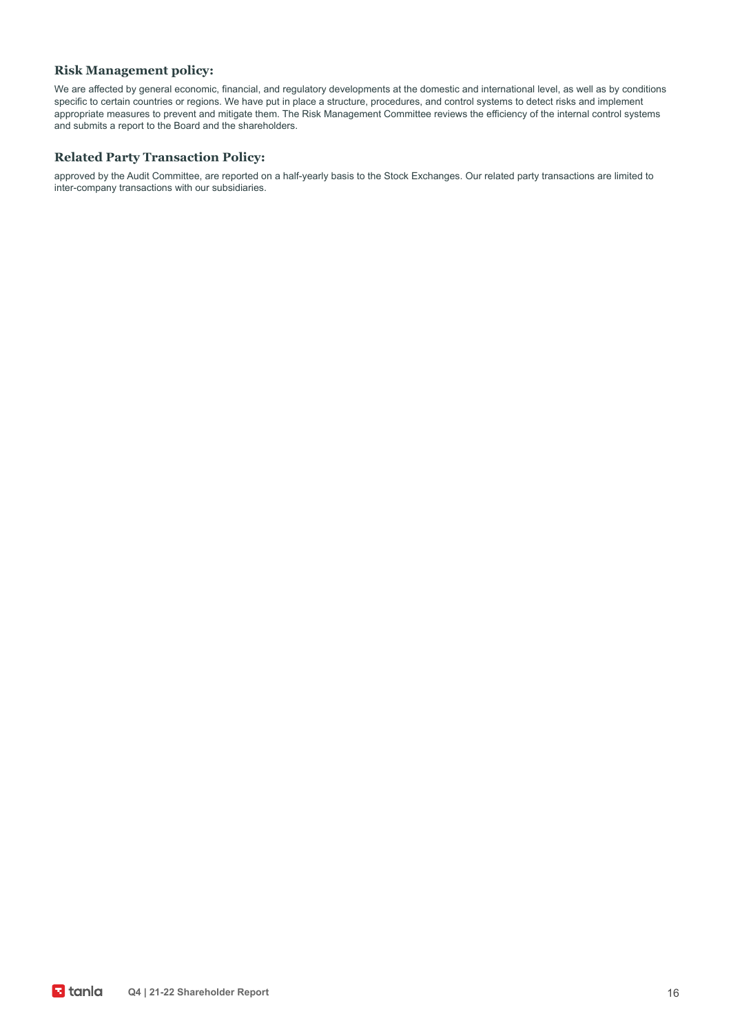### Risk Management policy:

We are affected by general economic, financial, and regulatory developments at the domestic and international level, as well as by conditions specific to certain countries or regions. We have put in place a structure, procedures, and control systems to detect risks and implement appropriate measures to prevent and mitigate them. The Risk Management Committee reviews the efficiency of the internal control systems and submits a report to the Board and the shareholders.

### Related Party Transaction Policy:

approved by the Audit Committee, are reported on a half-yearly basis to the Stock Exchanges. Our related party transactions are limited to inter-company transactions with our subsidiaries.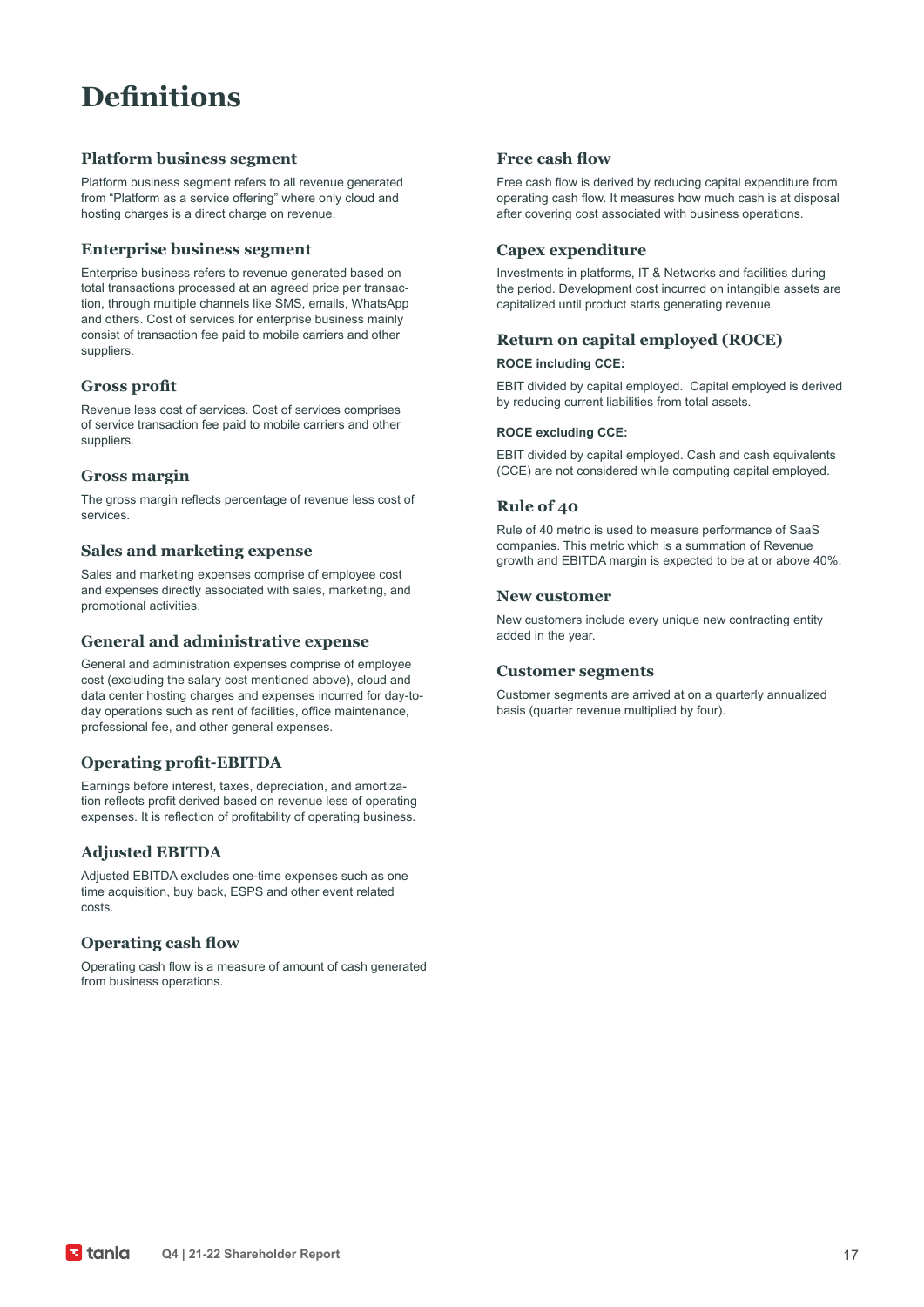# Definitions

## Platform business segment

Platform business segment refers to all revenue generated from "Platform as a service offering" where only cloud and hosting charges is a direct charge on revenue.

## Enterprise business segment

Enterprise business refers to revenue generated based on total transactions processed at an agreed price per transaction, through multiple channels like SMS, emails, WhatsApp and others. Cost of services for enterprise business mainly consist of transaction fee paid to mobile carriers and other suppliers.

## Gross profit

Revenue less cost of services. Cost of services comprises of service transaction fee paid to mobile carriers and other suppliers.

## Gross margin

The gross margin reflects percentage of revenue less cost of services.

## Sales and marketing expense

Sales and marketing expenses comprise of employee cost and expenses directly associated with sales, marketing, and promotional activities.

## General and administrative expense

General and administration expenses comprise of employee cost (excluding the salary cost mentioned above), cloud and data center hosting charges and expenses incurred for day-to-day operations such as rent of facilities, office maintenance, professional fee, and other general expenses.

## Operating profit-EBITDA

Earnings before interest, taxes, depreciation, and amortization reflects profit derived based on revenue less of operating expenses. It is reflection of profitability of operating business.

## Adjusted EBITDA

Adjusted EBITDA excludes one-time expenses such as one time acquisition, buy back, ESPS and other event related costs.

## Operating cash flow

Operating cash flow is a measure of amount of cash generated from business operations.

## Free cash flow

Free cash flow is derived by reducing capital expenditure from operating cash flow. It measures how much cash is at disposal after covering cost associated with business operations.

## Capex expenditure

Investments in platforms, IT & Networks and facilities during the period. Development cost incurred on intangible assets are capitalized until product starts generating revenue.

## Return on capital employed (ROCE)

**ROCE including CCE:**

EBIT divided by capital employed. Capital employed is derived by reducing current liabilities from total assets.

**ROCE excluding CCE:**

EBIT divided by capital employed. Cash and cash equivalents (CCE) are not considered while computing capital employed.

## Rule of 40

Rule of 40 metric is used to measure performance of SaaS companies. This metric which is a summation of Revenue growth and EBITDA margin is expected to be at or above 40%.

## New customer

New customers include every unique new contracting entity added in the year.

## Customer segments

Customer segments are arrived at on a quarterly annualized basis (quarter revenue multiplied by four).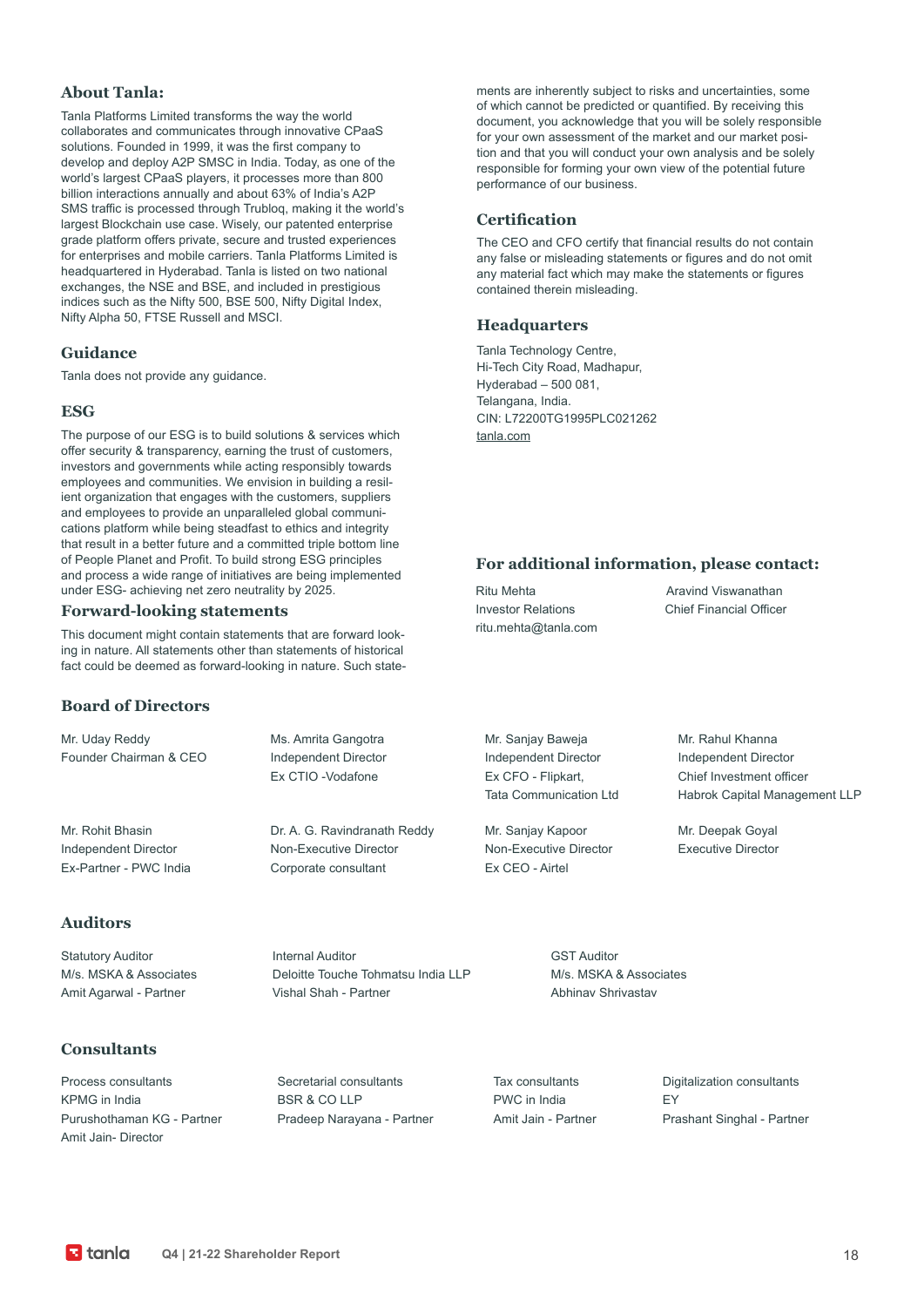## About Tanla:

Tanla Platforms Limited transforms the way the world collaborates and communicates through innovative CPaaS solutions. Founded in 1999, it was the first company to develop and deploy A2P SMSC in India. Today, as one of the world's largest CPaaS players, it processes more than 800 billion interactions annually and about 63% of India's A2P SMS traffic is processed through Trubloq, making it the world's largest Blockchain use case. Wisely, our patented enterprise grade platform offers private, secure and trusted experiences for enterprises and mobile carriers. Tanla Platforms Limited is headquartered in Hyderabad. Tanla is listed on two national exchanges, the NSE and BSE, and included in prestigious indices such as the Nifty 500, BSE 500, Nifty Digital Index, Nifty Alpha 50, FTSE Russell and MSCI.

## Guidance

Tanla does not provide any guidance.

## ESG

The purpose of our ESG is to build solutions & services which offer security & transparency, earning the trust of customers, investors and governments while acting responsibly towards employees and communities. We envision in building a resilient organization that engages with the customers, suppliers and employees to provide an unparalleled global communications platform while being steadfast to ethics and integrity that result in a better future and a committed triple bottom line of People Planet and Profit. To build strong ESG principles and process a wide range of initiatives are being implemented under ESG- achieving net zero neutrality by 2025.

## Forward-looking statements

This document might contain statements that are forward looking in nature. All statements other than statements of historical fact could be deemed as forward-looking in nature. Such statements are inherently subject to risks and uncertainties, some of which cannot be predicted or quantified. By receiving this document, you acknowledge that you will be solely responsible for your own assessment of the market and our market position and that you will conduct your own analysis and be solely responsible for forming your own view of the potential future performance of our business.

## Certification

The CEO and CFO certify that financial results do not contain any false or misleading statements or figures and do not omit any material fact which may make the statements or figures contained therein misleading.

## Headquarters

Tanla Technology Centre,
Hi-Tech City Road, Madhapur,
Hyderabad – 500 081,
Telangana, India.
CIN: L72200TG1995PLC021262
tanla.com

## For additional information, please contact:

Ritu Mehta
Investor Relations
ritu.mehta@tanla.com

Aravind Viswanathan
Chief Financial Officer

## Board of Directors

Mr. Uday Reddy
Founder Chairman & CEO

Ms. Amrita Gangotra
Independent Director
Ex CTIO -Vodafone

Mr. Sanjay Baweja
Independent Director
Ex CFO - Flipkart,
Tata Communication Ltd

Mr. Rahul Khanna
Independent Director
Chief Investment officer
Habrok Capital Management LLP

Mr. Rohit Bhasin
Independent Director
Ex-Partner - PWC India

Dr. A. G. Ravindranath Reddy
Non-Executive Director
Corporate consultant

Mr. Sanjay Kapoor
Non-Executive Director
Ex CEO - Airtel

Mr. Deepak Goyal
Executive Director

## Auditors

Statutory Auditor
M/s. MSKA & Associates
Amit Agarwal - Partner

Internal Auditor
Deloitte Touche Tohmatsu India LLP
Vishal Shah - Partner

GST Auditor
M/s. MSKA & Associates
Abhinav Shrivastav

## Consultants

Process consultants
KPMG in India
Purushothaman KG - Partner
Amit Jain- Director

Secretarial consultants
BSR & CO LLP
Pradeep Narayana - Partner

Tax consultants
PWC in India
Amit Jain - Partner

Digitalization consultants
EY
Prashant Singhal - Partner